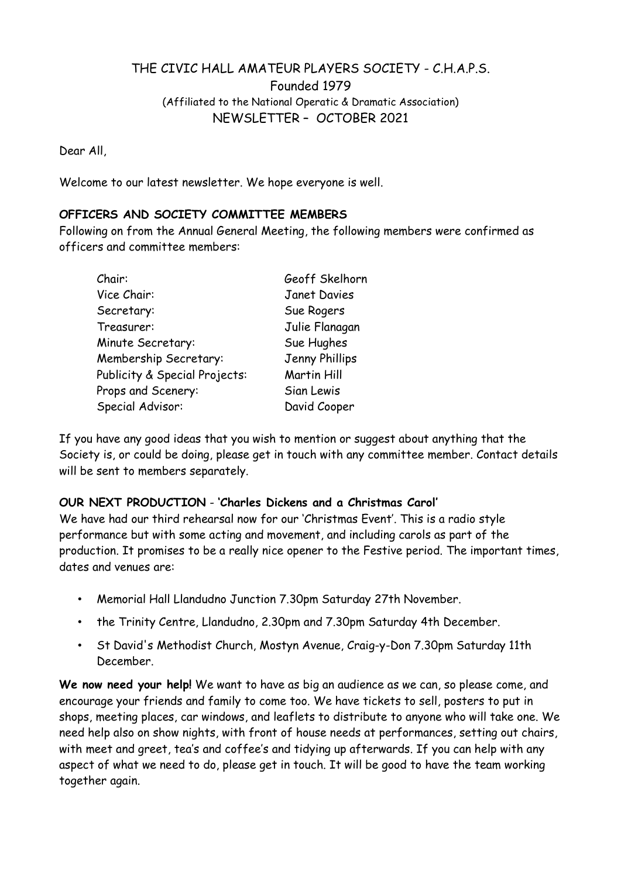THE CIVIC HALL AMATEUR PLAYERS SOCIETY - C.H.A.P.S.

Founded 1979

(Affiliated to the National Operatic & Dramatic Association)

NEWSLETTER – OCTOBER 2021

Dear All,

Welcome to our latest newsletter. We hope everyone is well.

**OFFICERS AND SOCIETY COMMITTEE MEMBERS**

Following on from the Annual General Meeting, the following members were confirmed as officers and committee members:

| | |
|---|---|
| Chair: | Geoff Skelhorn |
| Vice Chair: | Janet Davies |
| Secretary: | Sue Rogers |
| Treasurer: | Julie Flanagan |
| Minute Secretary: | Sue Hughes |
| Membership Secretary: | Jenny Phillips |
| Publicity & Special Projects: | Martin Hill |
| Props and Scenery: | Sian Lewis |
| Special Advisor: | David Cooper |

If you have any good ideas that you wish to mention or suggest about anything that the Society is, or could be doing, please get in touch with any committee member. Contact details will be sent to members separately.

**OUR NEXT PRODUCTION - 'Charles Dickens and a Christmas Carol'**

We have had our third rehearsal now for our 'Christmas Event'. This is a radio style performance but with some acting and movement, and including carols as part of the production. It promises to be a really nice opener to the Festive period. The important times, dates and venues are:

- Memorial Hall Llandudno Junction 7.30pm Saturday 27th November.
- the Trinity Centre, Llandudno, 2.30pm and 7.30pm Saturday 4th December.
- St David's Methodist Church, Mostyn Avenue, Craig-y-Don 7.30pm Saturday 11th December.

**We now need your help!** We want to have as big an audience as we can, so please come, and encourage your friends and family to come too. We have tickets to sell, posters to put in shops, meeting places, car windows, and leaflets to distribute to anyone who will take one. We need help also on show nights, with front of house needs at performances, setting out chairs, with meet and greet, tea's and coffee's and tidying up afterwards. If you can help with any aspect of what we need to do, please get in touch. It will be good to have the team working together again.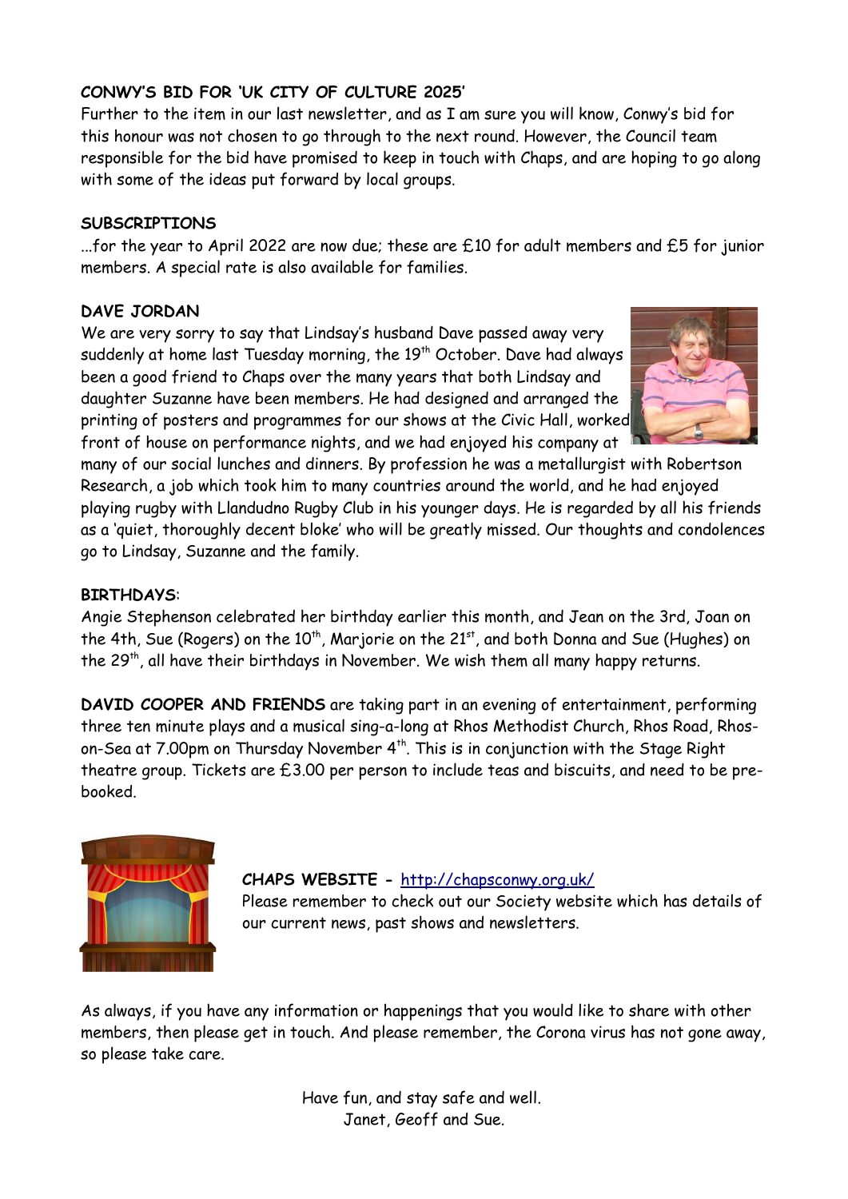**CONWY'S BID FOR 'UK CITY OF CULTURE 2025'**

Further to the item in our last newsletter, and as I am sure you will know, Conwy's bid for this honour was not chosen to go through to the next round. However, the Council team responsible for the bid have promised to keep in touch with Chaps, and are hoping to go along with some of the ideas put forward by local groups.

**SUBSCRIPTIONS**

...for the year to April 2022 are now due; these are £10 for adult members and £5 for junior members. A special rate is also available for families.

**DAVE JORDAN**

We are very sorry to say that Lindsay's husband Dave passed away very suddenly at home last Tuesday morning, the 19th October. Dave had always been a good friend to Chaps over the many years that both Lindsay and daughter Suzanne have been members. He had designed and arranged the printing of posters and programmes for our shows at the Civic Hall, worked front of house on performance nights, and we had enjoyed his company at many of our social lunches and dinners. By profession he was a metallurgist with Robertson Research, a job which took him to many countries around the world, and he had enjoyed playing rugby with Llandudno Rugby Club in his younger days. He is regarded by all his friends as a 'quiet, thoroughly decent bloke' who will be greatly missed. Our thoughts and condolences go to Lindsay, Suzanne and the family.

**BIRTHDAYS**:

Angie Stephenson celebrated her birthday earlier this month, and Jean on the 3rd, Joan on the 4th, Sue (Rogers) on the 10th, Marjorie on the 21st, and both Donna and Sue (Hughes) on the 29th, all have their birthdays in November. We wish them all many happy returns.

**DAVID COOPER AND FRIENDS** are taking part in an evening of entertainment, performing three ten minute plays and a musical sing-a-long at Rhos Methodist Church, Rhos Road, Rhos-on-Sea at 7.00pm on Thursday November 4th. This is in conjunction with the Stage Right theatre group. Tickets are £3.00 per person to include teas and biscuits, and need to be pre-booked.

**CHAPS WEBSITE** - [http://chapsconwy.org.uk/](http://chapsconwy.org.uk/)

Please remember to check out our Society website which has details of our current news, past shows and newsletters.

As always, if you have any information or happenings that you would like to share with other members, then please get in touch. And please remember, the Corona virus has not gone away, so please take care.

Have fun, and stay safe and well.
Janet, Geoff and Sue.